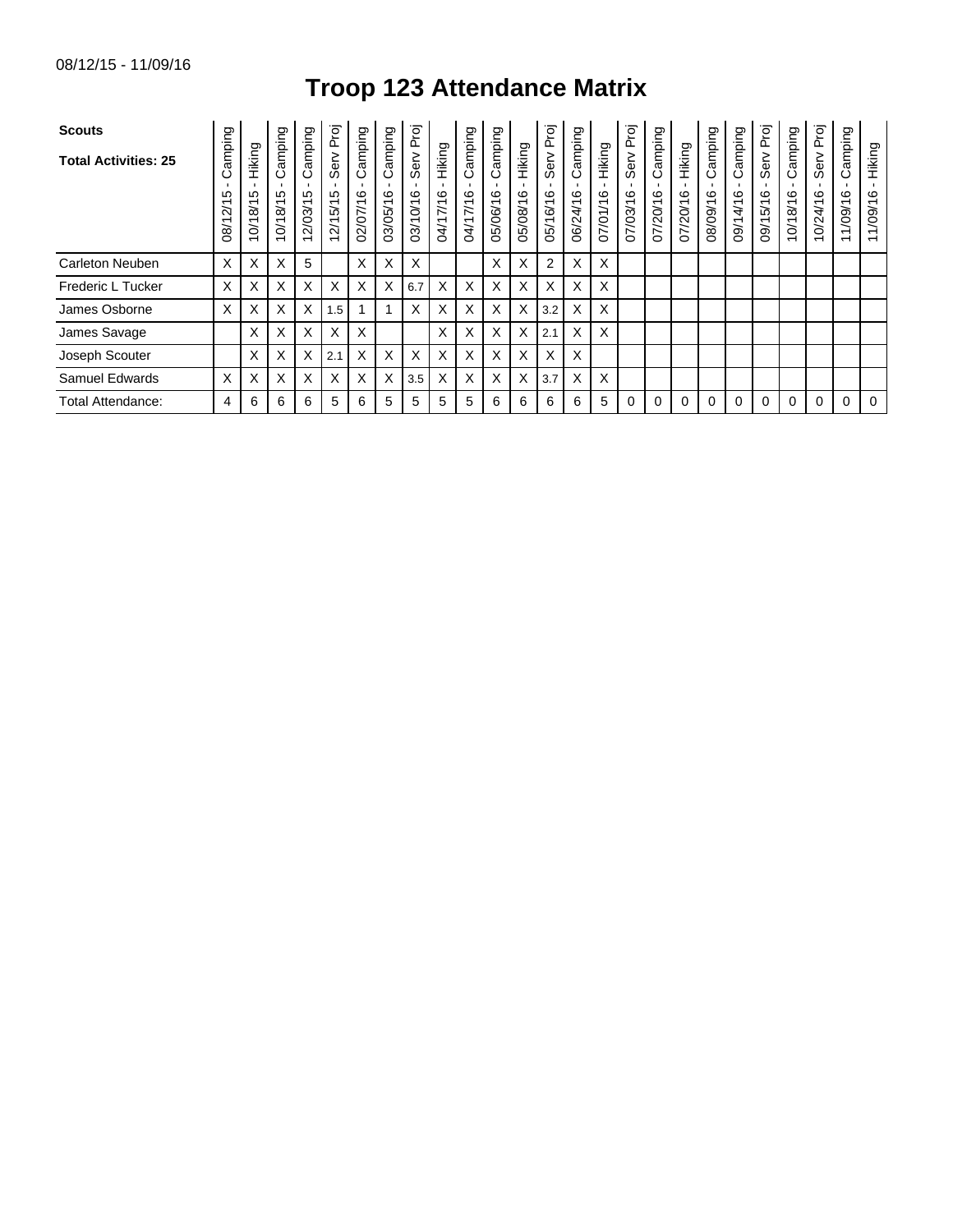08/12/15 - 11/09/16

# Troop 123 Attendance Matrix

| **Scouts**<br>**Total Activities: 25** | 08/12/15 - Camping | 10/18/15 - Hiking | 10/18/15 - Camping | 12/03/15 - Camping | 12/15/15 - Serv Proj | 02/07/16 - Camping | 03/05/16 - Camping | 03/10/16 - Serv Proj | 04/17/16 - Hiking | 04/17/16 - Camping | 05/06/16 - Camping | 05/08/16 - Hiking | 05/16/16 - Serv Proj | 06/24/16 - Camping | 07/01/16 - Hiking | 07/03/16 - Serv Proj | 07/20/16 - Camping | 07/20/16 - Hiking | 08/09/16 - Camping | 09/14/16 - Camping | 09/15/16 - Serv Proj | 10/18/16 - Camping | 10/24/16 - Serv Proj | 11/09/16 - Camping | 11/09/16 - Hiking |
|---|---|---|---|---|---|---|---|---|---|---|---|---|---|---|---|---|---|---|---|---|---|---|---|---|---|
| Carleton Neuben | X | X | X | 5 | | X | X | X | | | X | X | 2 | X | X | | | | | | | | | | |
| Frederic L Tucker | X | X | X | X | X | X | X | 6.7 | X | X | X | X | X | X | X | | | | | | | | | | |
| James Osborne | X | X | X | X | 1.5 | 1 | 1 | X | X | X | X | X | 3.2 | X | X | | | | | | | | | | |
| James Savage | | X | X | X | X | X | | | X | X | X | X | 2.1 | X | X | | | | | | | | | | |
| Joseph Scouter | | X | X | X | 2.1 | X | X | X | X | X | X | X | X | X | | | | | | | | | | | |
| Samuel Edwards | X | X | X | X | X | X | X | 3.5 | X | X | X | X | 3.7 | X | X | | | | | | | | | | |
| Total Attendance: | 4 | 6 | 6 | 6 | 5 | 6 | 5 | 5 | 5 | 5 | 6 | 6 | 6 | 6 | 5 | 0 | 0 | 0 | 0 | 0 | 0 | 0 | 0 | 0 | 0 |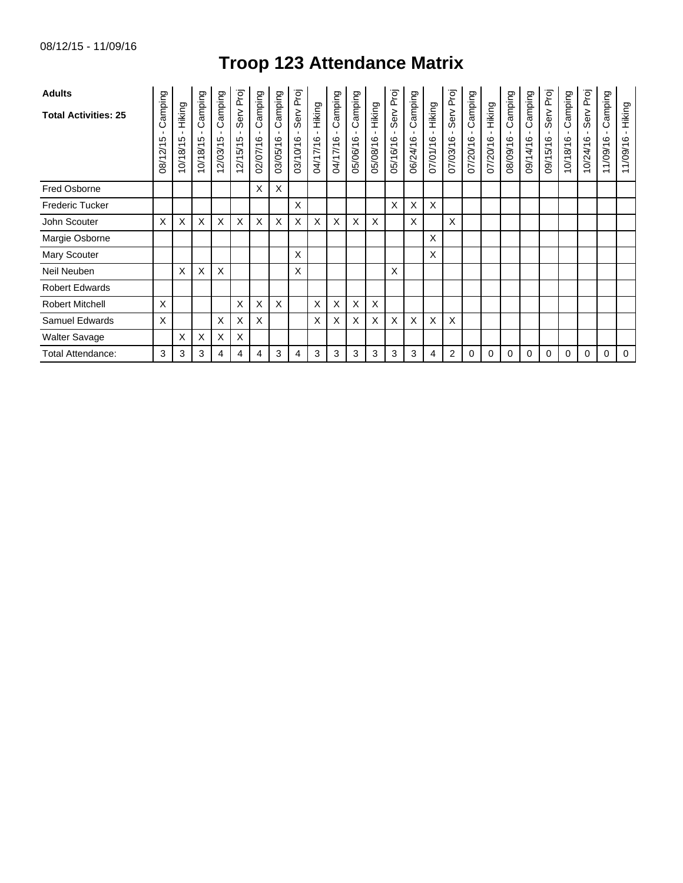08/12/15 - 11/09/16

# Troop 123 Attendance Matrix

| **Adults**<br>**Total Activities: 25** | 08/12/15 - Camping | 10/18/15 - Hiking | 10/18/15 - Camping | 12/03/15 - Camping | 12/15/15 - Serv Proj | 02/07/16 - Camping | 03/05/16 - Camping | 03/10/16 - Serv Proj | 04/17/16 - Hiking | 04/17/16 - Camping | 05/06/16 - Camping | 05/08/16 - Hiking | 05/16/16 - Serv Proj | 06/24/16 - Camping | 07/01/16 - Hiking | 07/03/16 - Serv Proj | 07/20/16 - Camping | 07/20/16 - Hiking | 08/09/16 - Camping | 09/14/16 - Camping | 09/15/16 - Serv Proj | 10/18/16 - Camping | 10/24/16 - Serv Proj | 11/09/16 - Camping | 11/09/16 - Hiking |
|---|---|---|---|---|---|---|---|---|---|---|---|---|---|---|---|---|---|---|---|---|---|---|---|---|---|
| Fred Osborne | | | | | | X | X | | | | | | | | | | | | | | | | | | |
| Frederic Tucker | | | | | | | | X | | | | | X | X | X | | | | | | | | | | |
| John Scouter | X | X | X | X | X | X | X | X | X | X | X | X | | X | | X | | | | | | | | | |
| Margie Osborne | | | | | | | | | | | | | | | X | | | | | | | | | | |
| Mary Scouter | | | | | | | | X | | | | | | | X | | | | | | | | | | |
| Neil Neuben | | X | X | X | | | | X | | | | | X | | | | | | | | | | | | |
| Robert Edwards | | | | | | | | | | | | | | | | | | | | | | | | | |
| Robert Mitchell | X | | | | X | X | X | | X | X | X | X | | | | | | | | | | | | | |
| Samuel Edwards | X | | | X | X | X | | | X | X | X | X | X | X | X | X | | | | | | | | | |
| Walter Savage | | X | X | X | X | | | | | | | | | | | | | | | | | | | | |
| Total Attendance: | 3 | 3 | 3 | 4 | 4 | 4 | 3 | 4 | 3 | 3 | 3 | 3 | 3 | 3 | 4 | 2 | 0 | 0 | 0 | 0 | 0 | 0 | 0 | 0 | 0 |